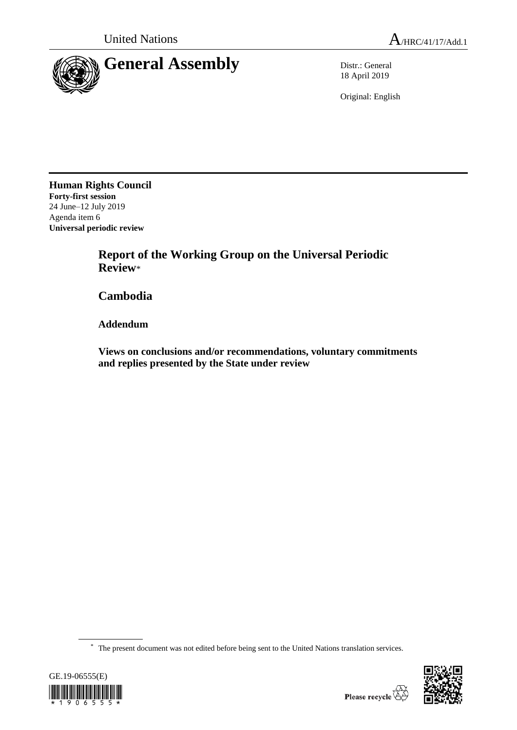United Nations

A/HRC/41/17/Add.1

# General Assembly

Distr.: General
18 April 2019

Original: English

**Human Rights Council**
**Forty-first session**
24 June–12 July 2019
Agenda item 6
**Universal periodic review**

## Report of the Working Group on the Universal Periodic Review*

## Cambodia

### Addendum

### Views on conclusions and/or recommendations, voluntary commitments and replies presented by the State under review

* The present document was not edited before being sent to the United Nations translation services.

GE.19-06555(E)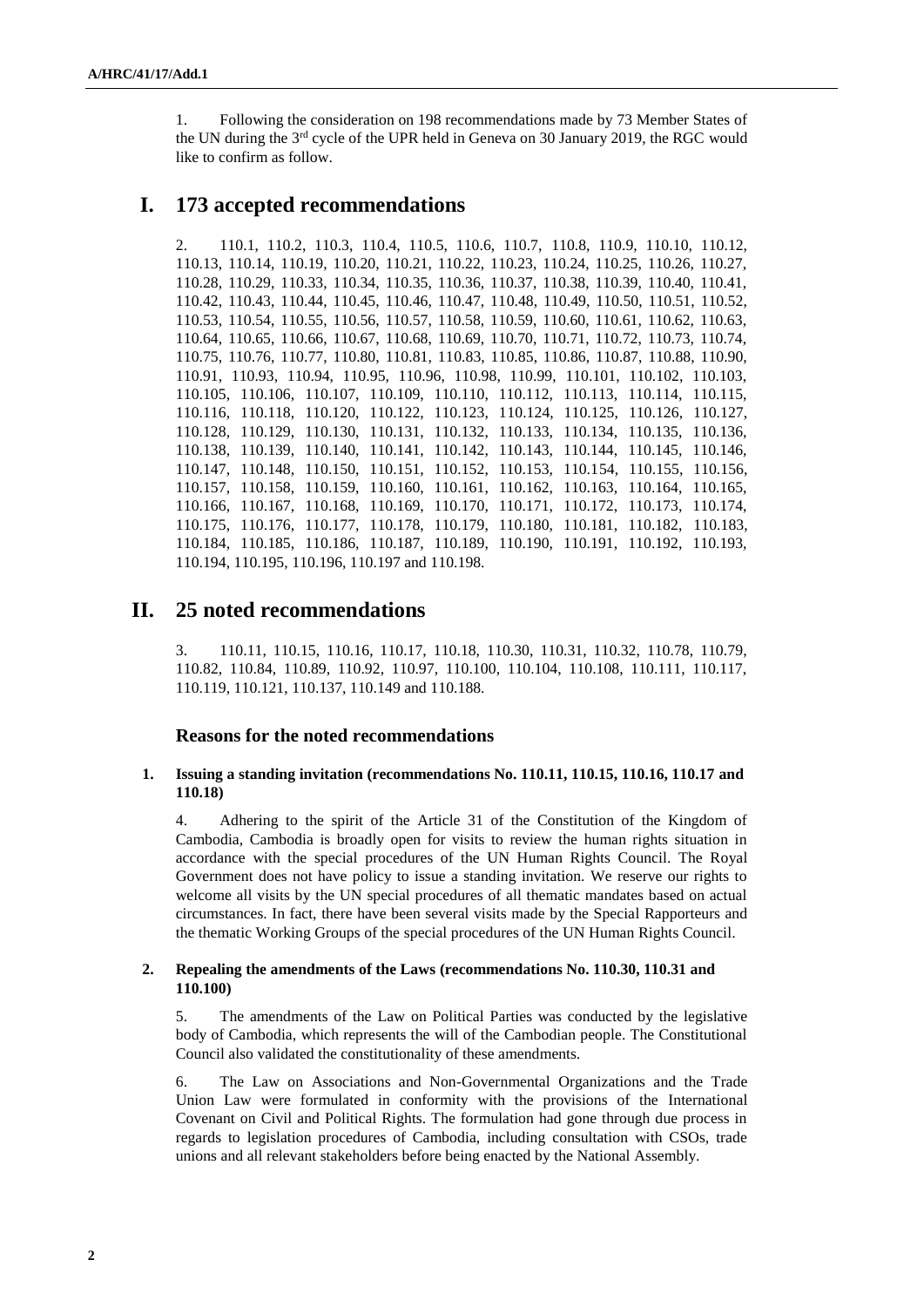1. Following the consideration on 198 recommendations made by 73 Member States of the UN during the 3rd cycle of the UPR held in Geneva on 30 January 2019, the RGC would like to confirm as follow.

# I. 173 accepted recommendations

2. 110.1, 110.2, 110.3, 110.4, 110.5, 110.6, 110.7, 110.8, 110.9, 110.10, 110.12, 110.13, 110.14, 110.19, 110.20, 110.21, 110.22, 110.23, 110.24, 110.25, 110.26, 110.27, 110.28, 110.29, 110.33, 110.34, 110.35, 110.36, 110.37, 110.38, 110.39, 110.40, 110.41, 110.42, 110.43, 110.44, 110.45, 110.46, 110.47, 110.48, 110.49, 110.50, 110.51, 110.52, 110.53, 110.54, 110.55, 110.56, 110.57, 110.58, 110.59, 110.60, 110.61, 110.62, 110.63, 110.64, 110.65, 110.66, 110.67, 110.68, 110.69, 110.70, 110.71, 110.72, 110.73, 110.74, 110.75, 110.76, 110.77, 110.80, 110.81, 110.83, 110.85, 110.86, 110.87, 110.88, 110.90, 110.91, 110.93, 110.94, 110.95, 110.96, 110.98, 110.99, 110.101, 110.102, 110.103, 110.105, 110.106, 110.107, 110.109, 110.110, 110.112, 110.113, 110.114, 110.115, 110.116, 110.118, 110.120, 110.122, 110.123, 110.124, 110.125, 110.126, 110.127, 110.128, 110.129, 110.130, 110.131, 110.132, 110.133, 110.134, 110.135, 110.136, 110.138, 110.139, 110.140, 110.141, 110.142, 110.143, 110.144, 110.145, 110.146, 110.147, 110.148, 110.150, 110.151, 110.152, 110.153, 110.154, 110.155, 110.156, 110.157, 110.158, 110.159, 110.160, 110.161, 110.162, 110.163, 110.164, 110.165, 110.166, 110.167, 110.168, 110.169, 110.170, 110.171, 110.172, 110.173, 110.174, 110.175, 110.176, 110.177, 110.178, 110.179, 110.180, 110.181, 110.182, 110.183, 110.184, 110.185, 110.186, 110.187, 110.189, 110.190, 110.191, 110.192, 110.193, 110.194, 110.195, 110.196, 110.197 and 110.198.

# II. 25 noted recommendations

3. 110.11, 110.15, 110.16, 110.17, 110.18, 110.30, 110.31, 110.32, 110.78, 110.79, 110.82, 110.84, 110.89, 110.92, 110.97, 110.100, 110.104, 110.108, 110.111, 110.117, 110.119, 110.121, 110.137, 110.149 and 110.188.

## Reasons for the noted recommendations

### 1. Issuing a standing invitation (recommendations No. 110.11, 110.15, 110.16, 110.17 and 110.18)

4. Adhering to the spirit of the Article 31 of the Constitution of the Kingdom of Cambodia, Cambodia is broadly open for visits to review the human rights situation in accordance with the special procedures of the UN Human Rights Council. The Royal Government does not have policy to issue a standing invitation. We reserve our rights to welcome all visits by the UN special procedures of all thematic mandates based on actual circumstances. In fact, there have been several visits made by the Special Rapporteurs and the thematic Working Groups of the special procedures of the UN Human Rights Council.

### 2. Repealing the amendments of the Laws (recommendations No. 110.30, 110.31 and 110.100)

5. The amendments of the Law on Political Parties was conducted by the legislative body of Cambodia, which represents the will of the Cambodian people. The Constitutional Council also validated the constitutionality of these amendments.

6. The Law on Associations and Non-Governmental Organizations and the Trade Union Law were formulated in conformity with the provisions of the International Covenant on Civil and Political Rights. The formulation had gone through due process in regards to legislation procedures of Cambodia, including consultation with CSOs, trade unions and all relevant stakeholders before being enacted by the National Assembly.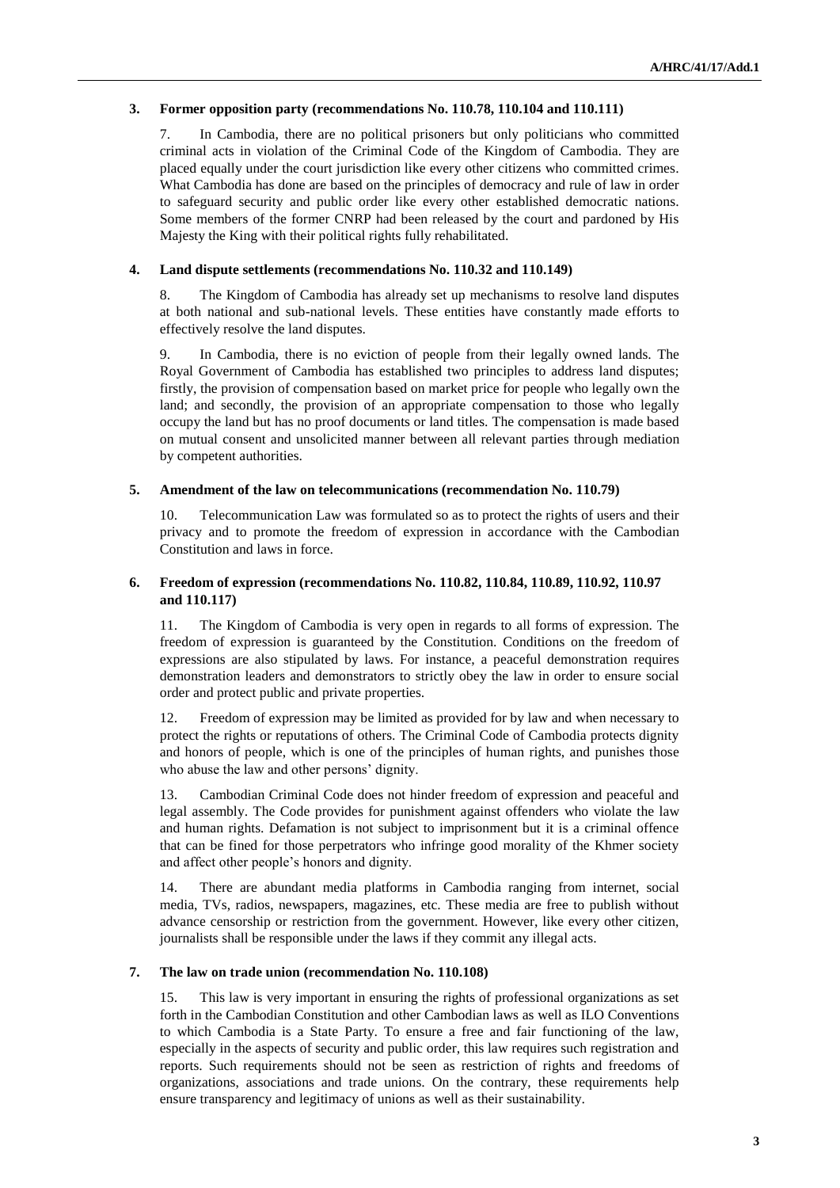### 3. Former opposition party (recommendations No. 110.78, 110.104 and 110.111)

7. In Cambodia, there are no political prisoners but only politicians who committed criminal acts in violation of the Criminal Code of the Kingdom of Cambodia. They are placed equally under the court jurisdiction like every other citizens who committed crimes. What Cambodia has done are based on the principles of democracy and rule of law in order to safeguard security and public order like every other established democratic nations. Some members of the former CNRP had been released by the court and pardoned by His Majesty the King with their political rights fully rehabilitated.

### 4. Land dispute settlements (recommendations No. 110.32 and 110.149)

8. The Kingdom of Cambodia has already set up mechanisms to resolve land disputes at both national and sub-national levels. These entities have constantly made efforts to effectively resolve the land disputes.

9. In Cambodia, there is no eviction of people from their legally owned lands. The Royal Government of Cambodia has established two principles to address land disputes; firstly, the provision of compensation based on market price for people who legally own the land; and secondly, the provision of an appropriate compensation to those who legally occupy the land but has no proof documents or land titles. The compensation is made based on mutual consent and unsolicited manner between all relevant parties through mediation by competent authorities.

### 5. Amendment of the law on telecommunications (recommendation No. 110.79)

10. Telecommunication Law was formulated so as to protect the rights of users and their privacy and to promote the freedom of expression in accordance with the Cambodian Constitution and laws in force.

### 6. Freedom of expression (recommendations No. 110.82, 110.84, 110.89, 110.92, 110.97 and 110.117)

11. The Kingdom of Cambodia is very open in regards to all forms of expression. The freedom of expression is guaranteed by the Constitution. Conditions on the freedom of expressions are also stipulated by laws. For instance, a peaceful demonstration requires demonstration leaders and demonstrators to strictly obey the law in order to ensure social order and protect public and private properties.

12. Freedom of expression may be limited as provided for by law and when necessary to protect the rights or reputations of others. The Criminal Code of Cambodia protects dignity and honors of people, which is one of the principles of human rights, and punishes those who abuse the law and other persons' dignity.

13. Cambodian Criminal Code does not hinder freedom of expression and peaceful and legal assembly. The Code provides for punishment against offenders who violate the law and human rights. Defamation is not subject to imprisonment but it is a criminal offence that can be fined for those perpetrators who infringe good morality of the Khmer society and affect other people's honors and dignity.

14. There are abundant media platforms in Cambodia ranging from internet, social media, TVs, radios, newspapers, magazines, etc. These media are free to publish without advance censorship or restriction from the government. However, like every other citizen, journalists shall be responsible under the laws if they commit any illegal acts.

### 7. The law on trade union (recommendation No. 110.108)

15. This law is very important in ensuring the rights of professional organizations as set forth in the Cambodian Constitution and other Cambodian laws as well as ILO Conventions to which Cambodia is a State Party. To ensure a free and fair functioning of the law, especially in the aspects of security and public order, this law requires such registration and reports. Such requirements should not be seen as restriction of rights and freedoms of organizations, associations and trade unions. On the contrary, these requirements help ensure transparency and legitimacy of unions as well as their sustainability.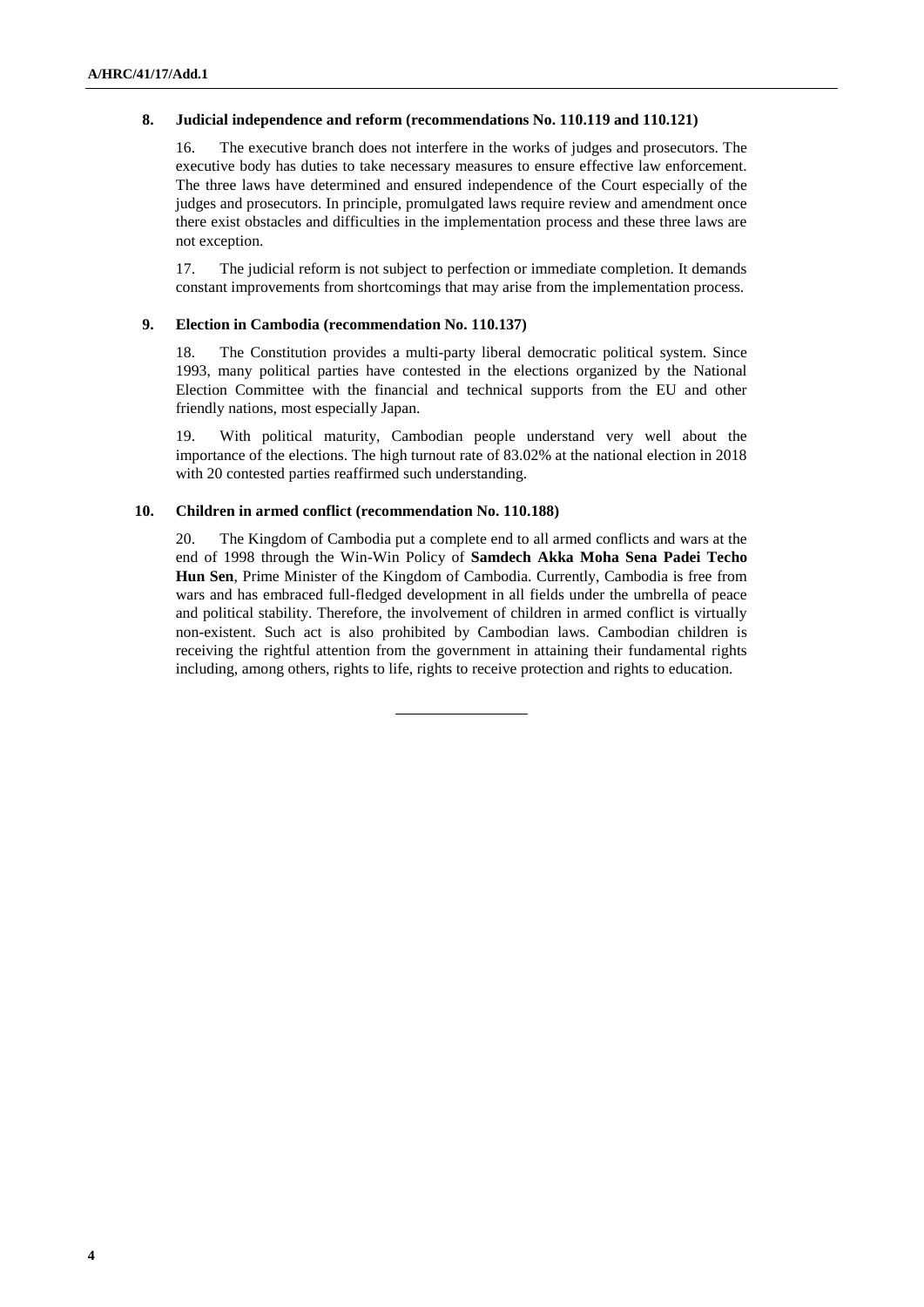### 8. Judicial independence and reform (recommendations No. 110.119 and 110.121)

16. The executive branch does not interfere in the works of judges and prosecutors. The executive body has duties to take necessary measures to ensure effective law enforcement. The three laws have determined and ensured independence of the Court especially of the judges and prosecutors. In principle, promulgated laws require review and amendment once there exist obstacles and difficulties in the implementation process and these three laws are not exception.

17. The judicial reform is not subject to perfection or immediate completion. It demands constant improvements from shortcomings that may arise from the implementation process.

### 9. Election in Cambodia (recommendation No. 110.137)

18. The Constitution provides a multi-party liberal democratic political system. Since 1993, many political parties have contested in the elections organized by the National Election Committee with the financial and technical supports from the EU and other friendly nations, most especially Japan.

19. With political maturity, Cambodian people understand very well about the importance of the elections. The high turnout rate of 83.02% at the national election in 2018 with 20 contested parties reaffirmed such understanding.

### 10. Children in armed conflict (recommendation No. 110.188)

20. The Kingdom of Cambodia put a complete end to all armed conflicts and wars at the end of 1998 through the Win-Win Policy of **Samdech Akka Moha Sena Padei Techo Hun Sen**, Prime Minister of the Kingdom of Cambodia. Currently, Cambodia is free from wars and has embraced full-fledged development in all fields under the umbrella of peace and political stability. Therefore, the involvement of children in armed conflict is virtually non-existent. Such act is also prohibited by Cambodian laws. Cambodian children is receiving the rightful attention from the government in attaining their fundamental rights including, among others, rights to life, rights to receive protection and rights to education.